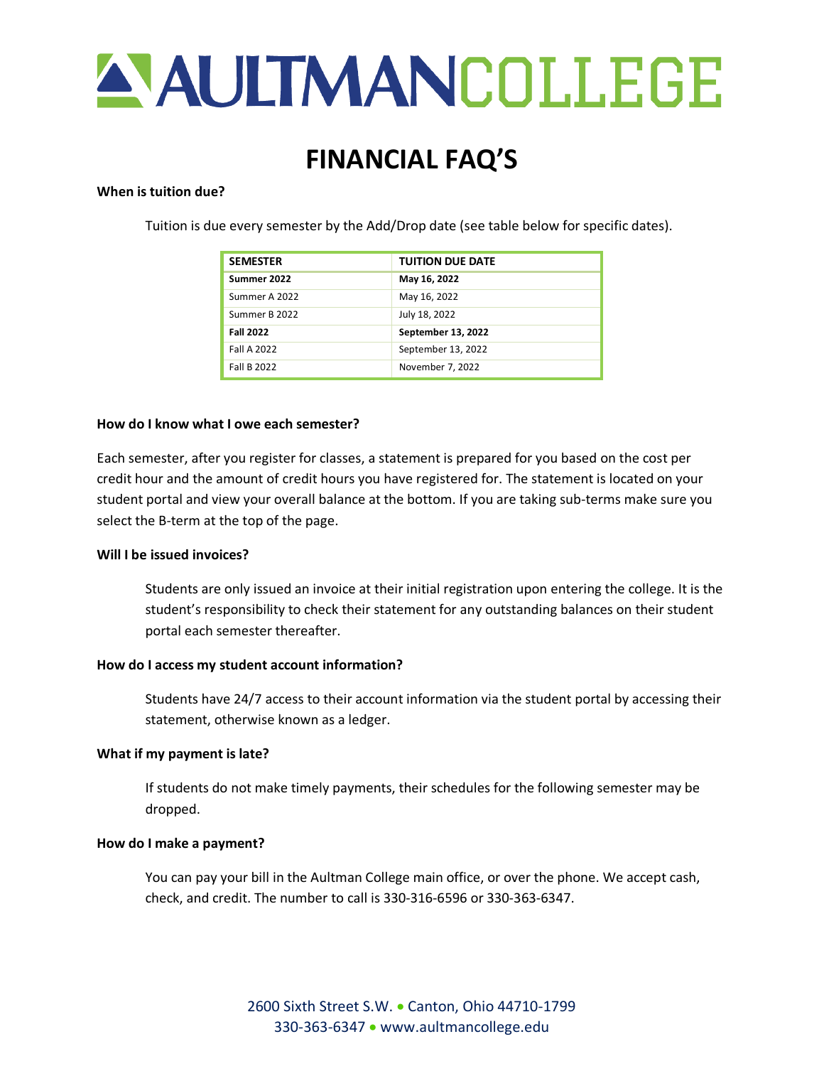# AULTMANCOLLEGE

# FINANCIAL FAQ'S

**When is tuition due?**

Tuition is due every semester by the Add/Drop date (see table below for specific dates).

| SEMESTER | TUITION DUE DATE |
|---|---|
| **Summer 2022** | **May 16, 2022** |
| Summer A 2022 | May 16, 2022 |
| Summer B 2022 | July 18, 2022 |
| **Fall 2022** | **September 13, 2022** |
| Fall A 2022 | September 13, 2022 |
| Fall B 2022 | November 7, 2022 |

**How do I know what I owe each semester?**

Each semester, after you register for classes, a statement is prepared for you based on the cost per credit hour and the amount of credit hours you have registered for. The statement is located on your student portal and view your overall balance at the bottom. If you are taking sub-terms make sure you select the B-term at the top of the page.

**Will I be issued invoices?**

Students are only issued an invoice at their initial registration upon entering the college. It is the student's responsibility to check their statement for any outstanding balances on their student portal each semester thereafter.

**How do I access my student account information?**

Students have 24/7 access to their account information via the student portal by accessing their statement, otherwise known as a ledger.

**What if my payment is late?**

If students do not make timely payments, their schedules for the following semester may be dropped.

**How do I make a payment?**

You can pay your bill in the Aultman College main office, or over the phone. We accept cash, check, and credit. The number to call is 330-316-6596 or 330-363-6347.

2600 Sixth Street S.W. • Canton, Ohio 44710-1799
330-363-6347 • www.aultmancollege.edu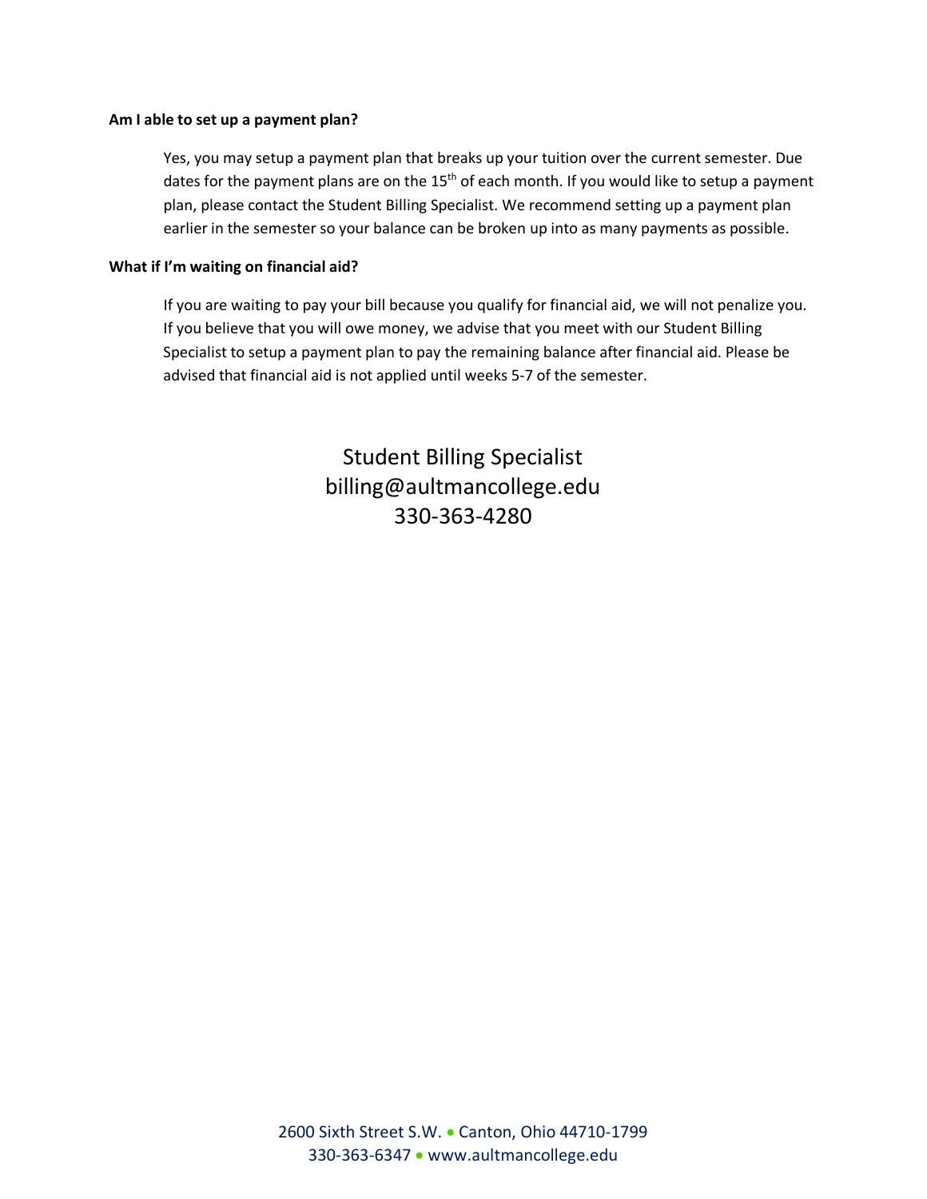**Am I able to set up a payment plan?**

Yes, you may setup a payment plan that breaks up your tuition over the current semester. Due dates for the payment plans are on the 15th of each month. If you would like to setup a payment plan, please contact the Student Billing Specialist. We recommend setting up a payment plan earlier in the semester so your balance can be broken up into as many payments as possible.

**What if I'm waiting on financial aid?**

If you are waiting to pay your bill because you qualify for financial aid, we will not penalize you. If you believe that you will owe money, we advise that you meet with our Student Billing Specialist to setup a payment plan to pay the remaining balance after financial aid. Please be advised that financial aid is not applied until weeks 5-7 of the semester.

Student Billing Specialist
billing@aultmancollege.edu
330-363-4280

2600 Sixth Street S.W. • Canton, Ohio 44710-1799
330-363-6347 • www.aultmancollege.edu